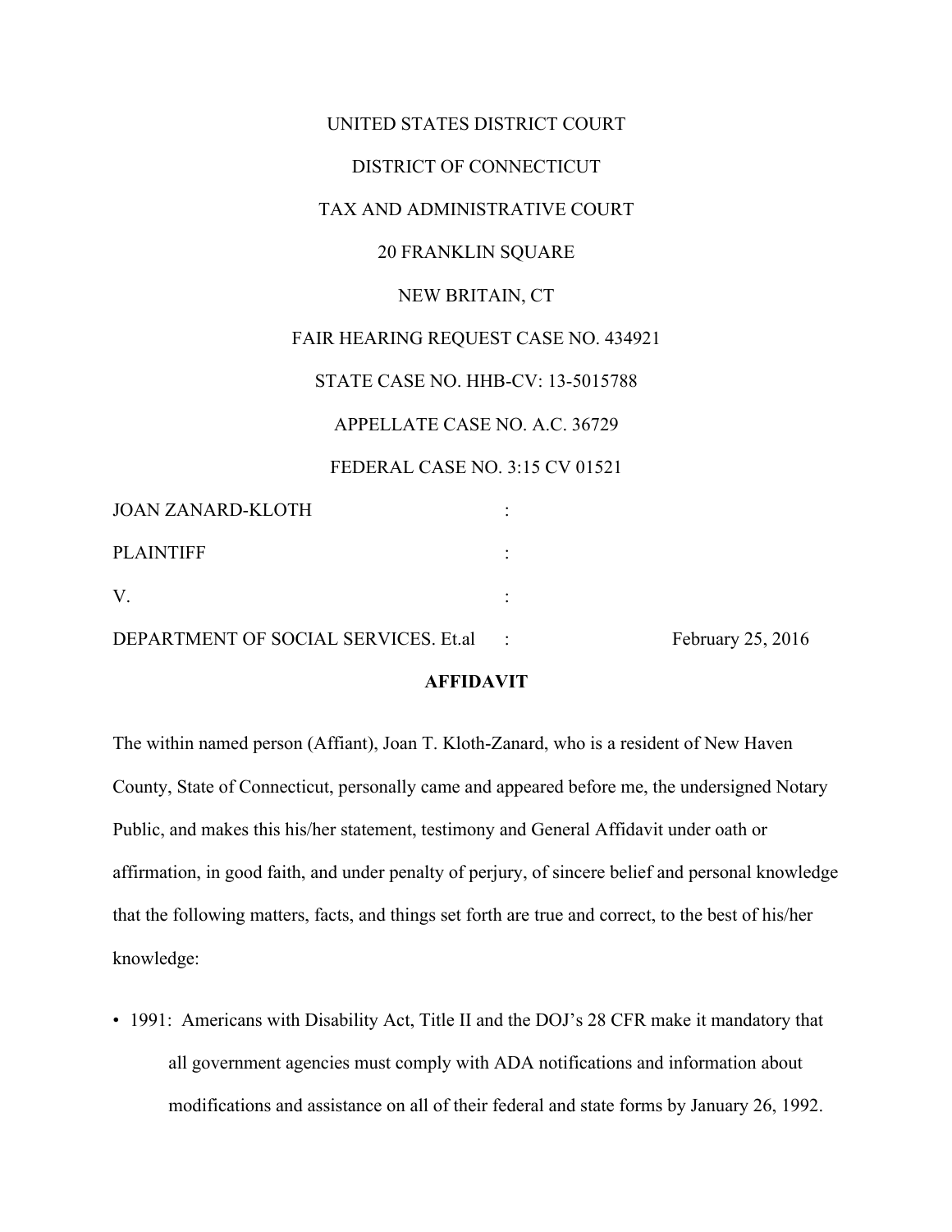UNITED STATES DISTRICT COURT

DISTRICT OF CONNECTICUT

TAX AND ADMINISTRATIVE COURT

20 FRANKLIN SQUARE

NEW BRITAIN, CT

FAIR HEARING REQUEST CASE NO. 434921

STATE CASE NO. HHB-CV: 13-5015788

APPELLATE CASE NO. A.C. 36729

FEDERAL CASE NO. 3:15 CV 01521

| | | |
|---|---|---|
| JOAN ZANARD-KLOTH | : | |
| PLAINTIFF | : | |
| V. | : | |
| DEPARTMENT OF SOCIAL SERVICES. Et.al | : | February 25, 2016 |

**AFFIDAVIT**

The within named person (Affiant), Joan T. Kloth-Zanard, who is a resident of New Haven County, State of Connecticut, personally came and appeared before me, the undersigned Notary Public, and makes this his/her statement, testimony and General Affidavit under oath or affirmation, in good faith, and under penalty of perjury, of sincere belief and personal knowledge that the following matters, facts, and things set forth are true and correct, to the best of his/her knowledge:

- 1991: Americans with Disability Act, Title II and the DOJ's 28 CFR make it mandatory that all government agencies must comply with ADA notifications and information about modifications and assistance on all of their federal and state forms by January 26, 1992.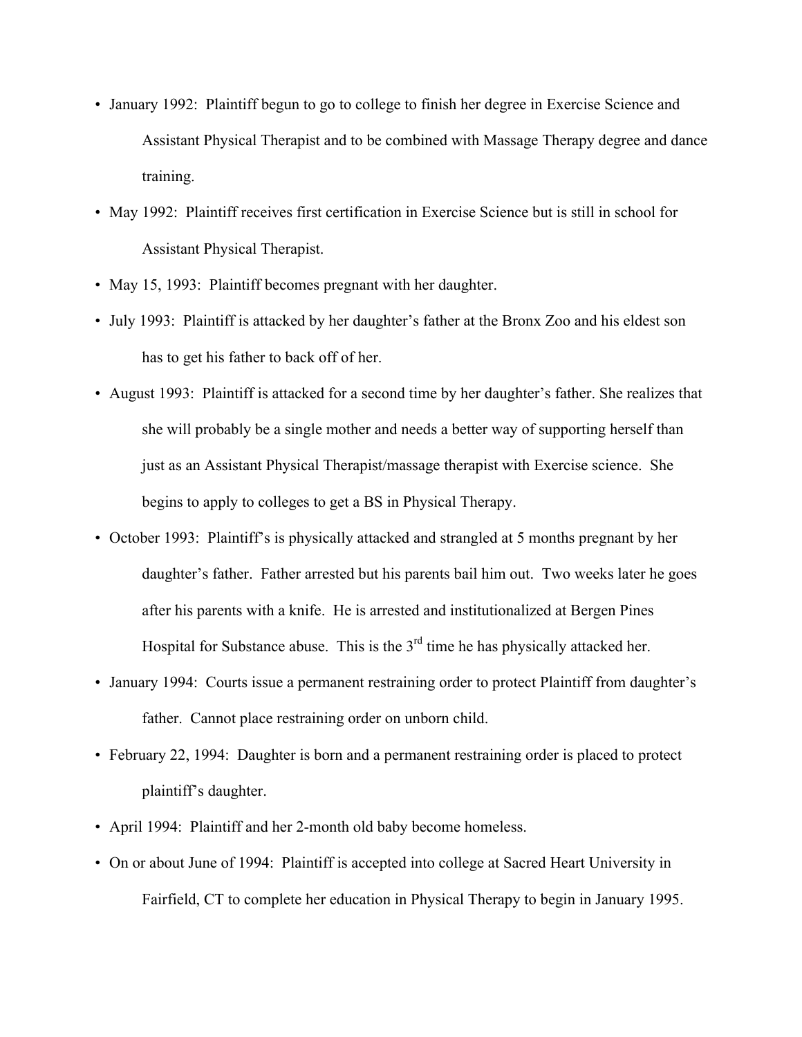- January 1992: Plaintiff begun to go to college to finish her degree in Exercise Science and Assistant Physical Therapist and to be combined with Massage Therapy degree and dance training.
- May 1992: Plaintiff receives first certification in Exercise Science but is still in school for Assistant Physical Therapist.
- May 15, 1993: Plaintiff becomes pregnant with her daughter.
- July 1993: Plaintiff is attacked by her daughter's father at the Bronx Zoo and his eldest son has to get his father to back off of her.
- August 1993: Plaintiff is attacked for a second time by her daughter's father. She realizes that she will probably be a single mother and needs a better way of supporting herself than just as an Assistant Physical Therapist/massage therapist with Exercise science. She begins to apply to colleges to get a BS in Physical Therapy.
- October 1993: Plaintiff's is physically attacked and strangled at 5 months pregnant by her daughter's father. Father arrested but his parents bail him out. Two weeks later he goes after his parents with a knife. He is arrested and institutionalized at Bergen Pines Hospital for Substance abuse. This is the 3rd time he has physically attacked her.
- January 1994: Courts issue a permanent restraining order to protect Plaintiff from daughter's father. Cannot place restraining order on unborn child.
- February 22, 1994: Daughter is born and a permanent restraining order is placed to protect plaintiff's daughter.
- April 1994: Plaintiff and her 2-month old baby become homeless.
- On or about June of 1994: Plaintiff is accepted into college at Sacred Heart University in Fairfield, CT to complete her education in Physical Therapy to begin in January 1995.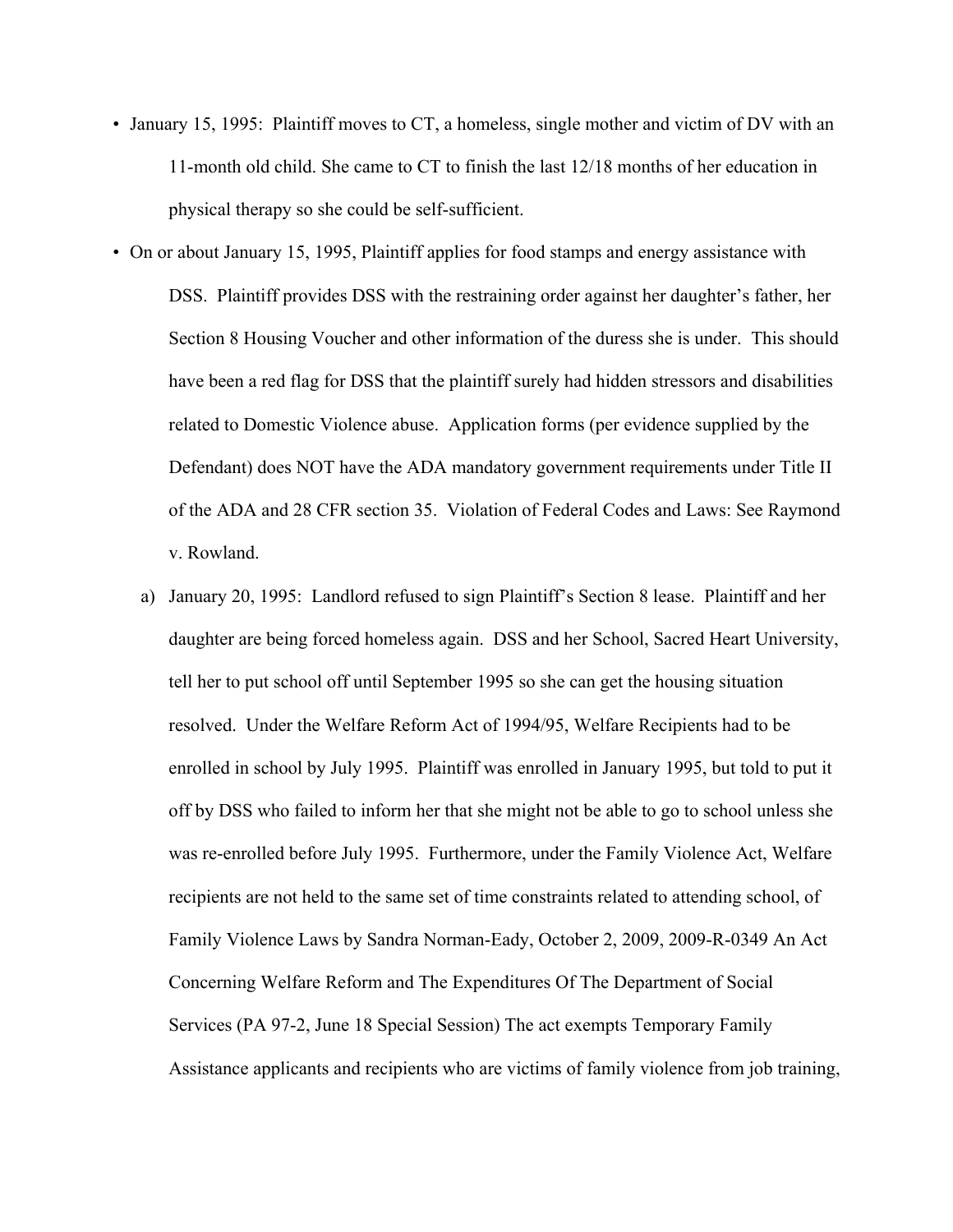- January 15, 1995: Plaintiff moves to CT, a homeless, single mother and victim of DV with an 11-month old child. She came to CT to finish the last 12/18 months of her education in physical therapy so she could be self-sufficient.
- On or about January 15, 1995, Plaintiff applies for food stamps and energy assistance with DSS. Plaintiff provides DSS with the restraining order against her daughter's father, her Section 8 Housing Voucher and other information of the duress she is under. This should have been a red flag for DSS that the plaintiff surely had hidden stressors and disabilities related to Domestic Violence abuse. Application forms (per evidence supplied by the Defendant) does NOT have the ADA mandatory government requirements under Title II of the ADA and 28 CFR section 35. Violation of Federal Codes and Laws: See Raymond v. Rowland.

  a) January 20, 1995: Landlord refused to sign Plaintiff's Section 8 lease. Plaintiff and her daughter are being forced homeless again. DSS and her School, Sacred Heart University, tell her to put school off until September 1995 so she can get the housing situation resolved. Under the Welfare Reform Act of 1994/95, Welfare Recipients had to be enrolled in school by July 1995. Plaintiff was enrolled in January 1995, but told to put it off by DSS who failed to inform her that she might not be able to go to school unless she was re-enrolled before July 1995. Furthermore, under the Family Violence Act, Welfare recipients are not held to the same set of time constraints related to attending school, of Family Violence Laws by Sandra Norman-Eady, October 2, 2009, 2009-R-0349 An Act Concerning Welfare Reform and The Expenditures Of The Department of Social Services (PA 97-2, June 18 Special Session) The act exempts Temporary Family Assistance applicants and recipients who are victims of family violence from job training,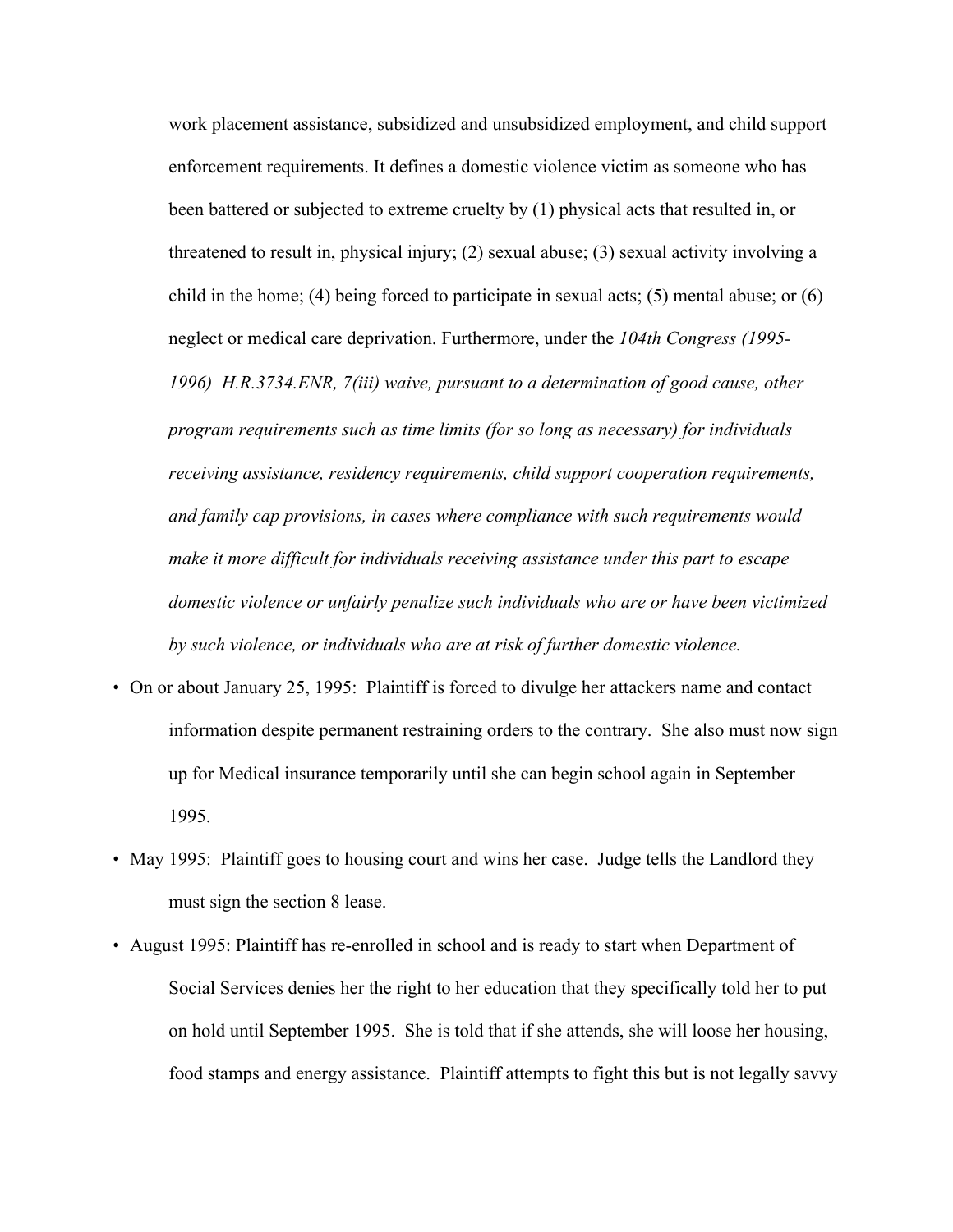work placement assistance, subsidized and unsubsidized employment, and child support enforcement requirements. It defines a domestic violence victim as someone who has been battered or subjected to extreme cruelty by (1) physical acts that resulted in, or threatened to result in, physical injury; (2) sexual abuse; (3) sexual activity involving a child in the home; (4) being forced to participate in sexual acts; (5) mental abuse; or (6) neglect or medical care deprivation. Furthermore, under the *104th Congress (1995-1996) H.R.3734.ENR, 7(iii) waive, pursuant to a determination of good cause, other program requirements such as time limits (for so long as necessary) for individuals receiving assistance, residency requirements, child support cooperation requirements, and family cap provisions, in cases where compliance with such requirements would make it more difficult for individuals receiving assistance under this part to escape domestic violence or unfairly penalize such individuals who are or have been victimized by such violence, or individuals who are at risk of further domestic violence.*

- On or about January 25, 1995: Plaintiff is forced to divulge her attackers name and contact information despite permanent restraining orders to the contrary. She also must now sign up for Medical insurance temporarily until she can begin school again in September 1995.
- May 1995: Plaintiff goes to housing court and wins her case. Judge tells the Landlord they must sign the section 8 lease.
- August 1995: Plaintiff has re-enrolled in school and is ready to start when Department of Social Services denies her the right to her education that they specifically told her to put on hold until September 1995. She is told that if she attends, she will loose her housing, food stamps and energy assistance. Plaintiff attempts to fight this but is not legally savvy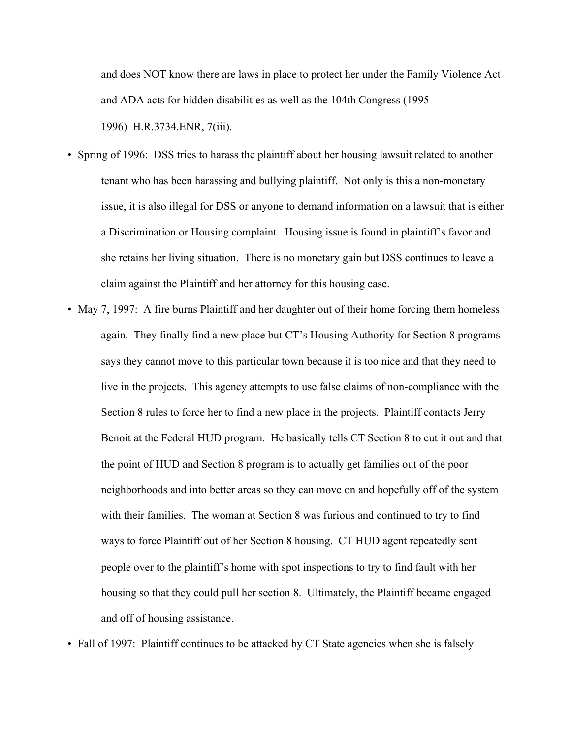and does NOT know there are laws in place to protect her under the Family Violence Act and ADA acts for hidden disabilities as well as the 104th Congress (1995-1996) H.R.3734.ENR, 7(iii).

- Spring of 1996: DSS tries to harass the plaintiff about her housing lawsuit related to another tenant who has been harassing and bullying plaintiff. Not only is this a non-monetary issue, it is also illegal for DSS or anyone to demand information on a lawsuit that is either a Discrimination or Housing complaint. Housing issue is found in plaintiff's favor and she retains her living situation. There is no monetary gain but DSS continues to leave a claim against the Plaintiff and her attorney for this housing case.
- May 7, 1997: A fire burns Plaintiff and her daughter out of their home forcing them homeless again. They finally find a new place but CT's Housing Authority for Section 8 programs says they cannot move to this particular town because it is too nice and that they need to live in the projects. This agency attempts to use false claims of non-compliance with the Section 8 rules to force her to find a new place in the projects. Plaintiff contacts Jerry Benoit at the Federal HUD program. He basically tells CT Section 8 to cut it out and that the point of HUD and Section 8 program is to actually get families out of the poor neighborhoods and into better areas so they can move on and hopefully off of the system with their families. The woman at Section 8 was furious and continued to try to find ways to force Plaintiff out of her Section 8 housing. CT HUD agent repeatedly sent people over to the plaintiff's home with spot inspections to try to find fault with her housing so that they could pull her section 8. Ultimately, the Plaintiff became engaged and off of housing assistance.
- Fall of 1997: Plaintiff continues to be attacked by CT State agencies when she is falsely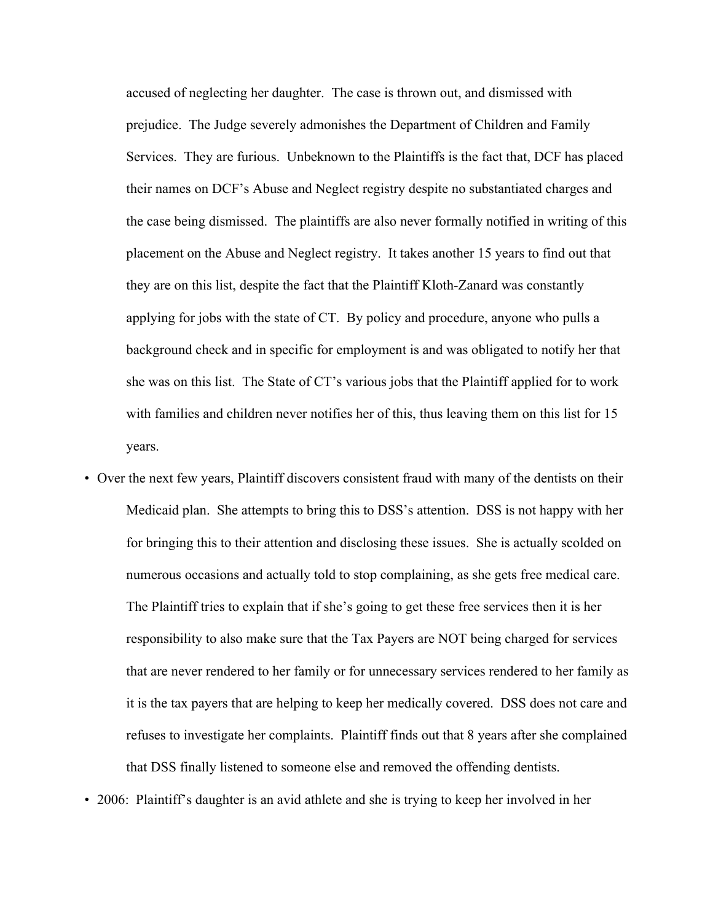accused of neglecting her daughter. The case is thrown out, and dismissed with prejudice. The Judge severely admonishes the Department of Children and Family Services. They are furious. Unbeknown to the Plaintiffs is the fact that, DCF has placed their names on DCF's Abuse and Neglect registry despite no substantiated charges and the case being dismissed. The plaintiffs are also never formally notified in writing of this placement on the Abuse and Neglect registry. It takes another 15 years to find out that they are on this list, despite the fact that the Plaintiff Kloth-Zanard was constantly applying for jobs with the state of CT. By policy and procedure, anyone who pulls a background check and in specific for employment is and was obligated to notify her that she was on this list. The State of CT's various jobs that the Plaintiff applied for to work with families and children never notifies her of this, thus leaving them on this list for 15 years.

- Over the next few years, Plaintiff discovers consistent fraud with many of the dentists on their Medicaid plan. She attempts to bring this to DSS's attention. DSS is not happy with her for bringing this to their attention and disclosing these issues. She is actually scolded on numerous occasions and actually told to stop complaining, as she gets free medical care. The Plaintiff tries to explain that if she's going to get these free services then it is her responsibility to also make sure that the Tax Payers are NOT being charged for services that are never rendered to her family or for unnecessary services rendered to her family as it is the tax payers that are helping to keep her medically covered. DSS does not care and refuses to investigate her complaints. Plaintiff finds out that 8 years after she complained that DSS finally listened to someone else and removed the offending dentists.
- 2006: Plaintiff's daughter is an avid athlete and she is trying to keep her involved in her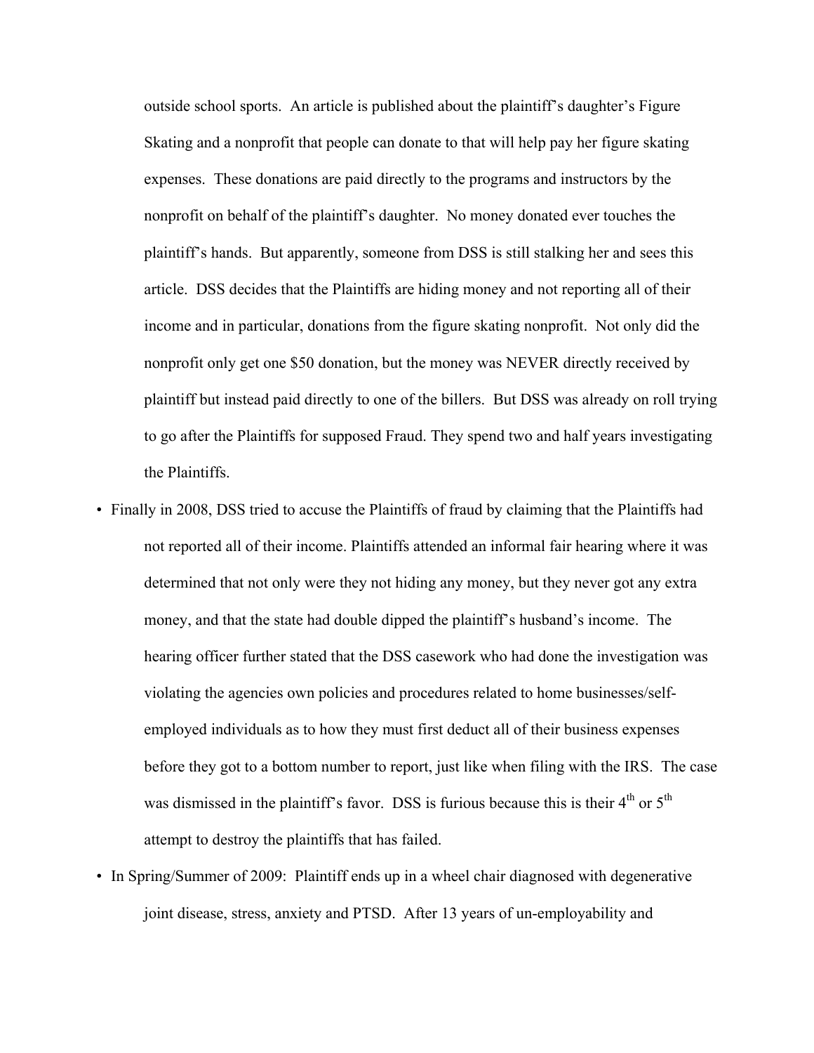outside school sports. An article is published about the plaintiff's daughter's Figure Skating and a nonprofit that people can donate to that will help pay her figure skating expenses. These donations are paid directly to the programs and instructors by the nonprofit on behalf of the plaintiff's daughter. No money donated ever touches the plaintiff's hands. But apparently, someone from DSS is still stalking her and sees this article. DSS decides that the Plaintiffs are hiding money and not reporting all of their income and in particular, donations from the figure skating nonprofit. Not only did the nonprofit only get one $50 donation, but the money was NEVER directly received by plaintiff but instead paid directly to one of the billers. But DSS was already on roll trying to go after the Plaintiffs for supposed Fraud. They spend two and half years investigating the Plaintiffs.

- Finally in 2008, DSS tried to accuse the Plaintiffs of fraud by claiming that the Plaintiffs had not reported all of their income. Plaintiffs attended an informal fair hearing where it was determined that not only were they not hiding any money, but they never got any extra money, and that the state had double dipped the plaintiff's husband's income. The hearing officer further stated that the DSS casework who had done the investigation was violating the agencies own policies and procedures related to home businesses/self-employed individuals as to how they must first deduct all of their business expenses before they got to a bottom number to report, just like when filing with the IRS. The case was dismissed in the plaintiff's favor. DSS is furious because this is their 4th or 5th attempt to destroy the plaintiffs that has failed.
- In Spring/Summer of 2009: Plaintiff ends up in a wheel chair diagnosed with degenerative joint disease, stress, anxiety and PTSD. After 13 years of un-employability and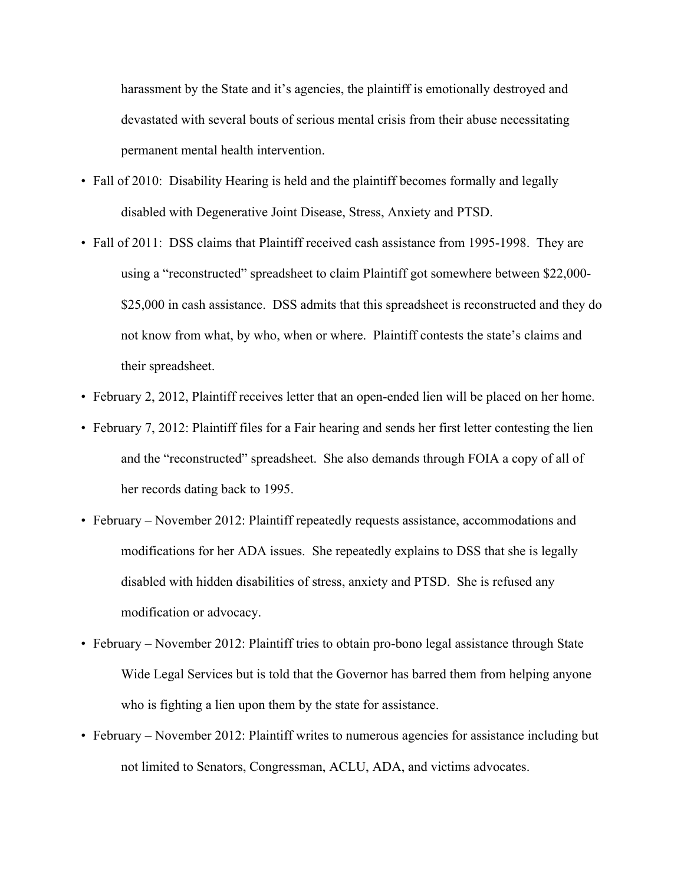harassment by the State and it's agencies, the plaintiff is emotionally destroyed and devastated with several bouts of serious mental crisis from their abuse necessitating permanent mental health intervention.

- Fall of 2010: Disability Hearing is held and the plaintiff becomes formally and legally disabled with Degenerative Joint Disease, Stress, Anxiety and PTSD.
- Fall of 2011: DSS claims that Plaintiff received cash assistance from 1995-1998. They are using a "reconstructed" spreadsheet to claim Plaintiff got somewhere between $22,000-$25,000 in cash assistance. DSS admits that this spreadsheet is reconstructed and they do not know from what, by who, when or where. Plaintiff contests the state's claims and their spreadsheet.
- February 2, 2012, Plaintiff receives letter that an open-ended lien will be placed on her home.
- February 7, 2012: Plaintiff files for a Fair hearing and sends her first letter contesting the lien and the "reconstructed" spreadsheet. She also demands through FOIA a copy of all of her records dating back to 1995.
- February – November 2012: Plaintiff repeatedly requests assistance, accommodations and modifications for her ADA issues. She repeatedly explains to DSS that she is legally disabled with hidden disabilities of stress, anxiety and PTSD. She is refused any modification or advocacy.
- February – November 2012: Plaintiff tries to obtain pro-bono legal assistance through State Wide Legal Services but is told that the Governor has barred them from helping anyone who is fighting a lien upon them by the state for assistance.
- February – November 2012: Plaintiff writes to numerous agencies for assistance including but not limited to Senators, Congressman, ACLU, ADA, and victims advocates.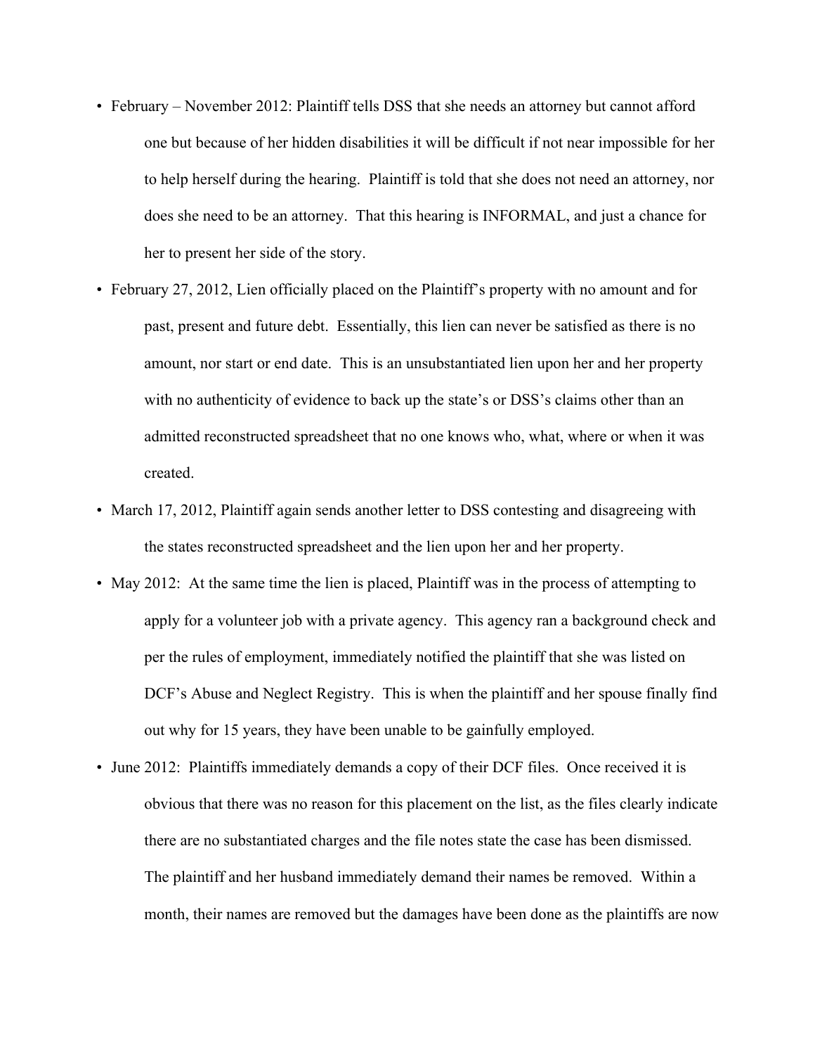- February – November 2012: Plaintiff tells DSS that she needs an attorney but cannot afford one but because of her hidden disabilities it will be difficult if not near impossible for her to help herself during the hearing. Plaintiff is told that she does not need an attorney, nor does she need to be an attorney. That this hearing is INFORMAL, and just a chance for her to present her side of the story.
- February 27, 2012, Lien officially placed on the Plaintiff's property with no amount and for past, present and future debt. Essentially, this lien can never be satisfied as there is no amount, nor start or end date. This is an unsubstantiated lien upon her and her property with no authenticity of evidence to back up the state's or DSS's claims other than an admitted reconstructed spreadsheet that no one knows who, what, where or when it was created.
- March 17, 2012, Plaintiff again sends another letter to DSS contesting and disagreeing with the states reconstructed spreadsheet and the lien upon her and her property.
- May 2012: At the same time the lien is placed, Plaintiff was in the process of attempting to apply for a volunteer job with a private agency. This agency ran a background check and per the rules of employment, immediately notified the plaintiff that she was listed on DCF's Abuse and Neglect Registry. This is when the plaintiff and her spouse finally find out why for 15 years, they have been unable to be gainfully employed.
- June 2012: Plaintiffs immediately demands a copy of their DCF files. Once received it is obvious that there was no reason for this placement on the list, as the files clearly indicate there are no substantiated charges and the file notes state the case has been dismissed. The plaintiff and her husband immediately demand their names be removed. Within a month, their names are removed but the damages have been done as the plaintiffs are now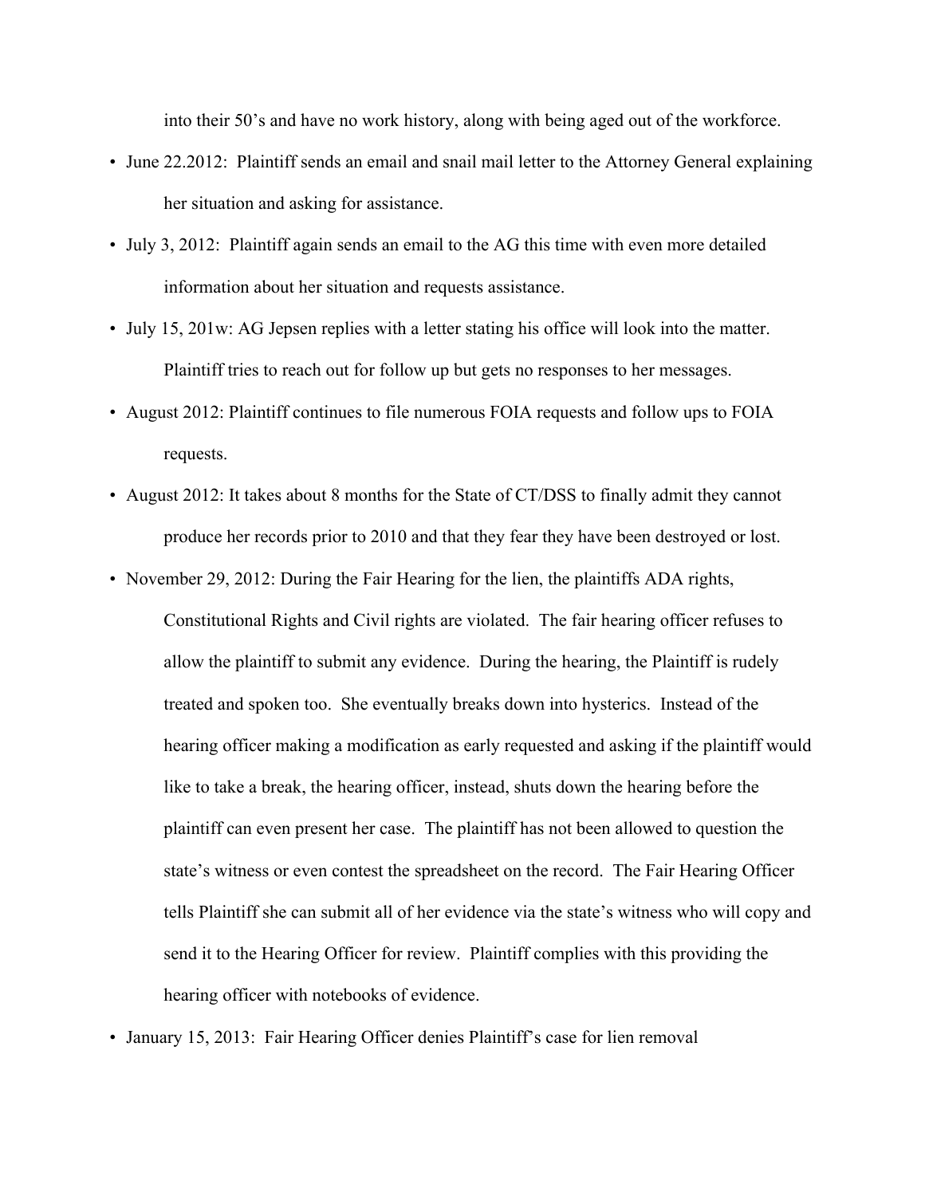into their 50's and have no work history, along with being aged out of the workforce.

- June 22.2012: Plaintiff sends an email and snail mail letter to the Attorney General explaining her situation and asking for assistance.
- July 3, 2012: Plaintiff again sends an email to the AG this time with even more detailed information about her situation and requests assistance.
- July 15, 201w: AG Jepsen replies with a letter stating his office will look into the matter. Plaintiff tries to reach out for follow up but gets no responses to her messages.
- August 2012: Plaintiff continues to file numerous FOIA requests and follow ups to FOIA requests.
- August 2012: It takes about 8 months for the State of CT/DSS to finally admit they cannot produce her records prior to 2010 and that they fear they have been destroyed or lost.
- November 29, 2012: During the Fair Hearing for the lien, the plaintiffs ADA rights, Constitutional Rights and Civil rights are violated. The fair hearing officer refuses to allow the plaintiff to submit any evidence. During the hearing, the Plaintiff is rudely treated and spoken too. She eventually breaks down into hysterics. Instead of the hearing officer making a modification as early requested and asking if the plaintiff would like to take a break, the hearing officer, instead, shuts down the hearing before the plaintiff can even present her case. The plaintiff has not been allowed to question the state's witness or even contest the spreadsheet on the record. The Fair Hearing Officer tells Plaintiff she can submit all of her evidence via the state's witness who will copy and send it to the Hearing Officer for review. Plaintiff complies with this providing the hearing officer with notebooks of evidence.
- January 15, 2013: Fair Hearing Officer denies Plaintiff's case for lien removal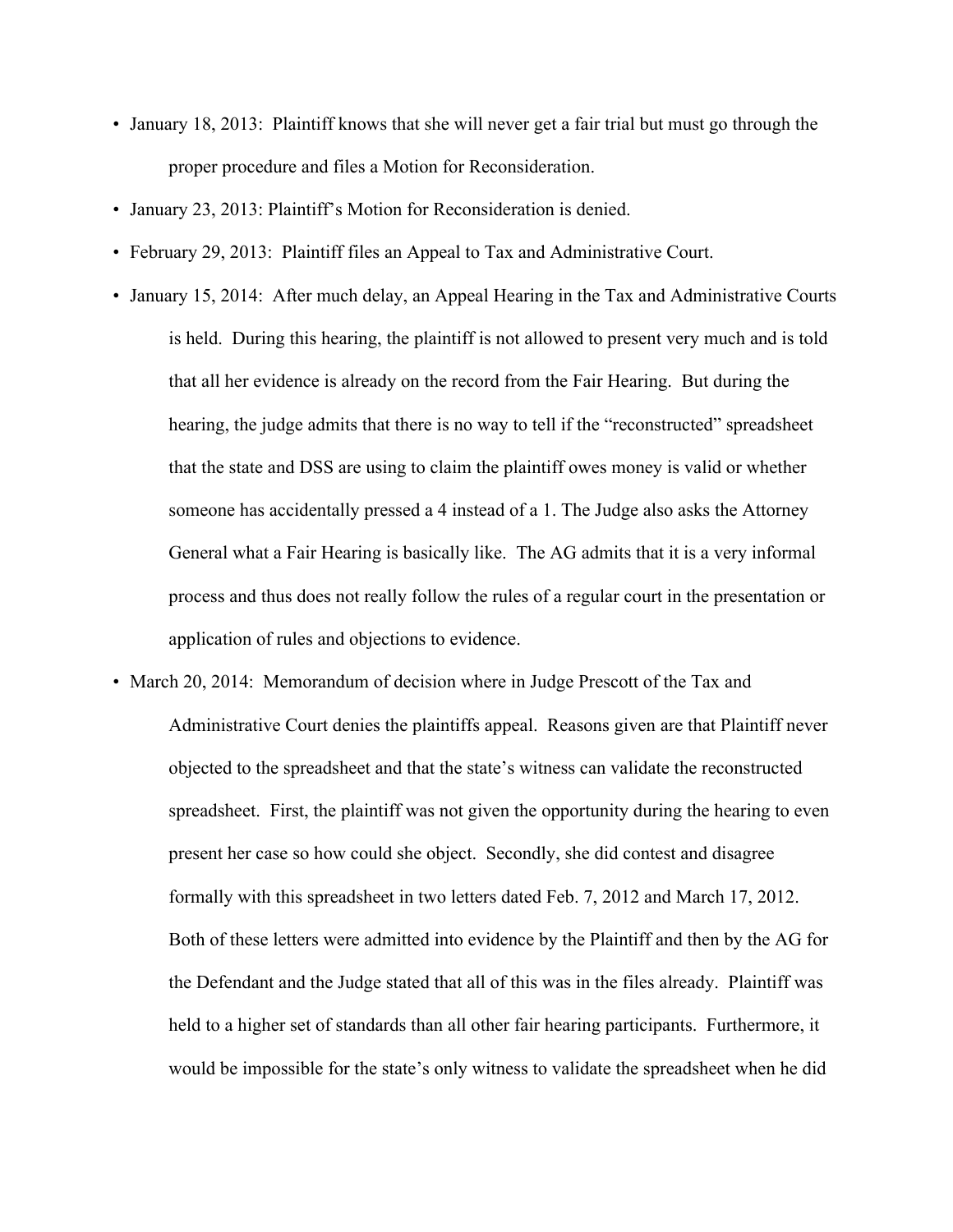- January 18, 2013: Plaintiff knows that she will never get a fair trial but must go through the proper procedure and files a Motion for Reconsideration.
- January 23, 2013: Plaintiff's Motion for Reconsideration is denied.
- February 29, 2013: Plaintiff files an Appeal to Tax and Administrative Court.
- January 15, 2014: After much delay, an Appeal Hearing in the Tax and Administrative Courts is held. During this hearing, the plaintiff is not allowed to present very much and is told that all her evidence is already on the record from the Fair Hearing. But during the hearing, the judge admits that there is no way to tell if the "reconstructed" spreadsheet that the state and DSS are using to claim the plaintiff owes money is valid or whether someone has accidentally pressed a 4 instead of a 1. The Judge also asks the Attorney General what a Fair Hearing is basically like. The AG admits that it is a very informal process and thus does not really follow the rules of a regular court in the presentation or application of rules and objections to evidence.
- March 20, 2014: Memorandum of decision where in Judge Prescott of the Tax and Administrative Court denies the plaintiffs appeal. Reasons given are that Plaintiff never objected to the spreadsheet and that the state's witness can validate the reconstructed spreadsheet. First, the plaintiff was not given the opportunity during the hearing to even present her case so how could she object. Secondly, she did contest and disagree formally with this spreadsheet in two letters dated Feb. 7, 2012 and March 17, 2012. Both of these letters were admitted into evidence by the Plaintiff and then by the AG for the Defendant and the Judge stated that all of this was in the files already. Plaintiff was held to a higher set of standards than all other fair hearing participants. Furthermore, it would be impossible for the state's only witness to validate the spreadsheet when he did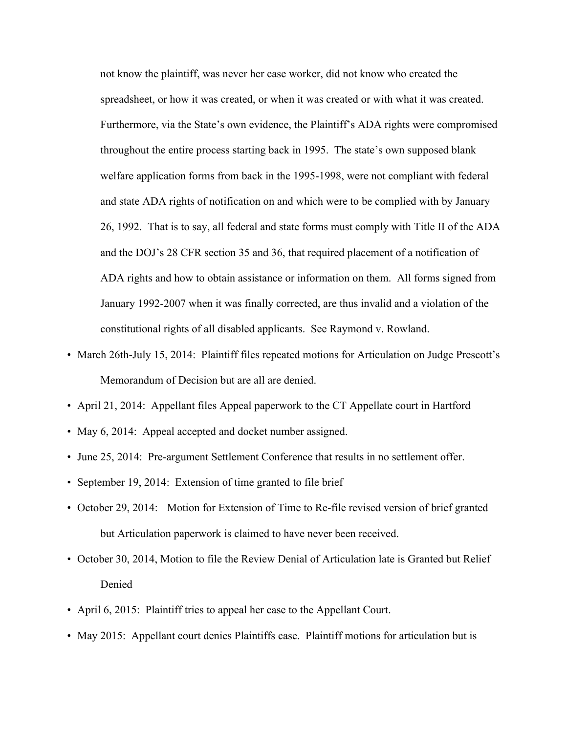not know the plaintiff, was never her case worker, did not know who created the spreadsheet, or how it was created, or when it was created or with what it was created. Furthermore, via the State's own evidence, the Plaintiff's ADA rights were compromised throughout the entire process starting back in 1995. The state's own supposed blank welfare application forms from back in the 1995-1998, were not compliant with federal and state ADA rights of notification on and which were to be complied with by January 26, 1992. That is to say, all federal and state forms must comply with Title II of the ADA and the DOJ's 28 CFR section 35 and 36, that required placement of a notification of ADA rights and how to obtain assistance or information on them. All forms signed from January 1992-2007 when it was finally corrected, are thus invalid and a violation of the constitutional rights of all disabled applicants. See Raymond v. Rowland.

- March 26th-July 15, 2014: Plaintiff files repeated motions for Articulation on Judge Prescott's Memorandum of Decision but are all are denied.
- April 21, 2014: Appellant files Appeal paperwork to the CT Appellate court in Hartford
- May 6, 2014: Appeal accepted and docket number assigned.
- June 25, 2014: Pre-argument Settlement Conference that results in no settlement offer.
- September 19, 2014: Extension of time granted to file brief
- October 29, 2014: Motion for Extension of Time to Re-file revised version of brief granted but Articulation paperwork is claimed to have never been received.
- October 30, 2014, Motion to file the Review Denial of Articulation late is Granted but Relief Denied
- April 6, 2015: Plaintiff tries to appeal her case to the Appellant Court.
- May 2015: Appellant court denies Plaintiffs case. Plaintiff motions for articulation but is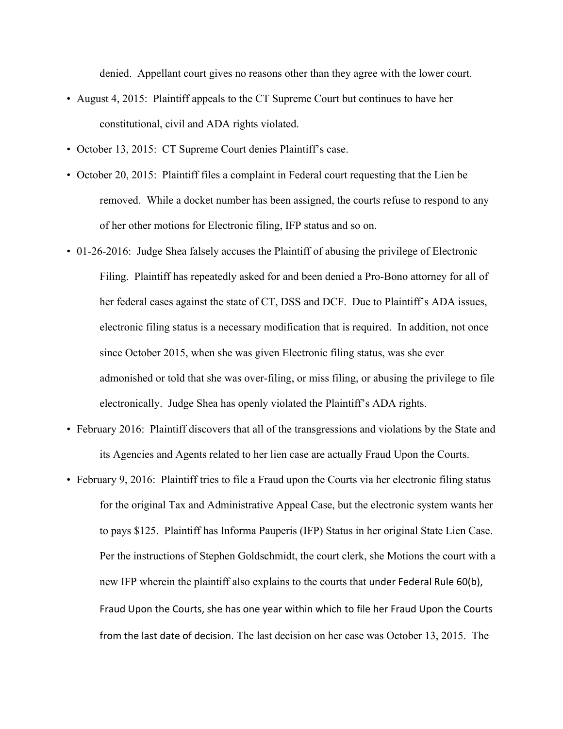denied. Appellant court gives no reasons other than they agree with the lower court.

- August 4, 2015: Plaintiff appeals to the CT Supreme Court but continues to have her constitutional, civil and ADA rights violated.
- October 13, 2015: CT Supreme Court denies Plaintiff's case.
- October 20, 2015: Plaintiff files a complaint in Federal court requesting that the Lien be removed. While a docket number has been assigned, the courts refuse to respond to any of her other motions for Electronic filing, IFP status and so on.
- 01-26-2016: Judge Shea falsely accuses the Plaintiff of abusing the privilege of Electronic Filing. Plaintiff has repeatedly asked for and been denied a Pro-Bono attorney for all of her federal cases against the state of CT, DSS and DCF. Due to Plaintiff's ADA issues, electronic filing status is a necessary modification that is required. In addition, not once since October 2015, when she was given Electronic filing status, was she ever admonished or told that she was over-filing, or miss filing, or abusing the privilege to file electronically. Judge Shea has openly violated the Plaintiff's ADA rights.
- February 2016: Plaintiff discovers that all of the transgressions and violations by the State and its Agencies and Agents related to her lien case are actually Fraud Upon the Courts.
- February 9, 2016: Plaintiff tries to file a Fraud upon the Courts via her electronic filing status for the original Tax and Administrative Appeal Case, but the electronic system wants her to pays $125. Plaintiff has Informa Pauperis (IFP) Status in her original State Lien Case. Per the instructions of Stephen Goldschmidt, the court clerk, she Motions the court with a new IFP wherein the plaintiff also explains to the courts that under Federal Rule 60(b), Fraud Upon the Courts, she has one year within which to file her Fraud Upon the Courts from the last date of decision. The last decision on her case was October 13, 2015. The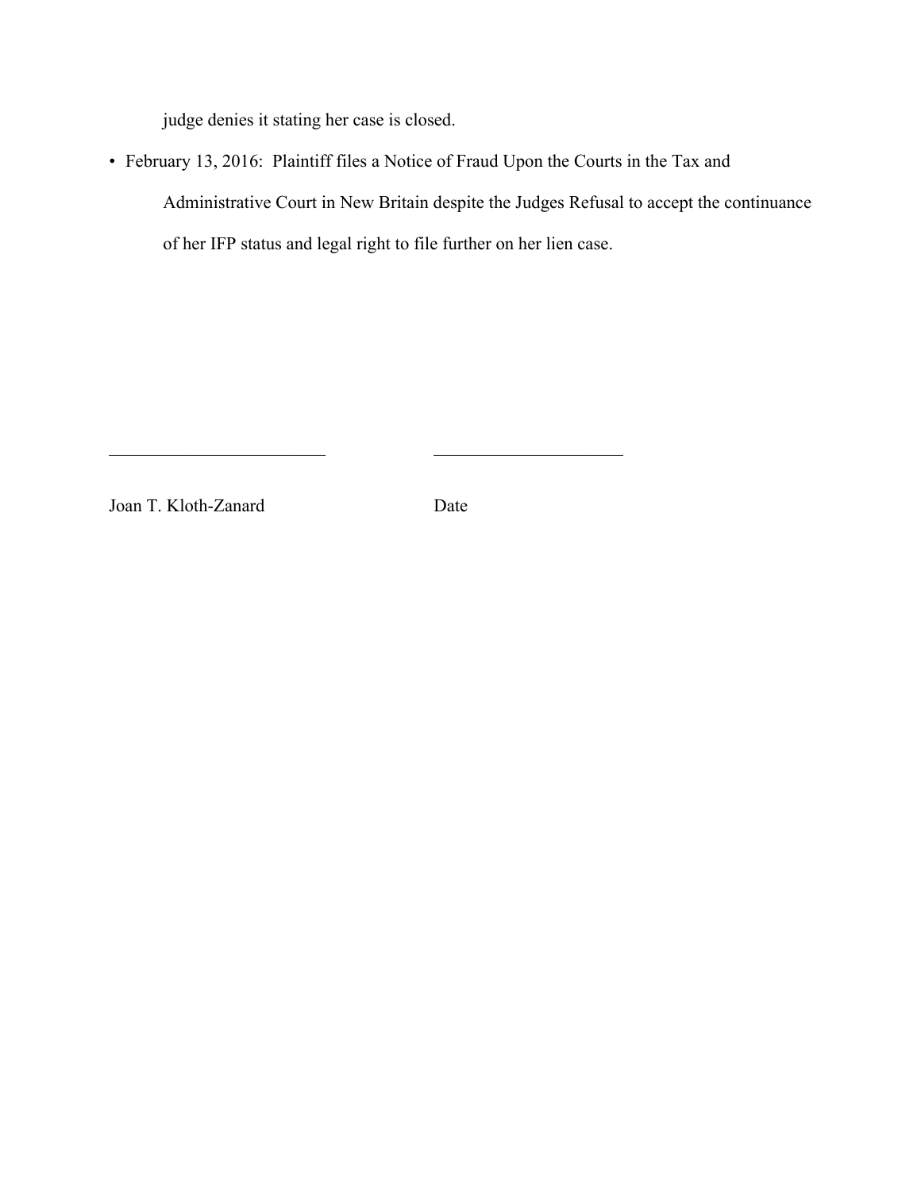judge denies it stating her case is closed.

- February 13, 2016: Plaintiff files a Notice of Fraud Upon the Courts in the Tax and Administrative Court in New Britain despite the Judges Refusal to accept the continuance of her IFP status and legal right to file further on her lien case.

_________________________ _____________________

Joan T. Kloth-Zanard Date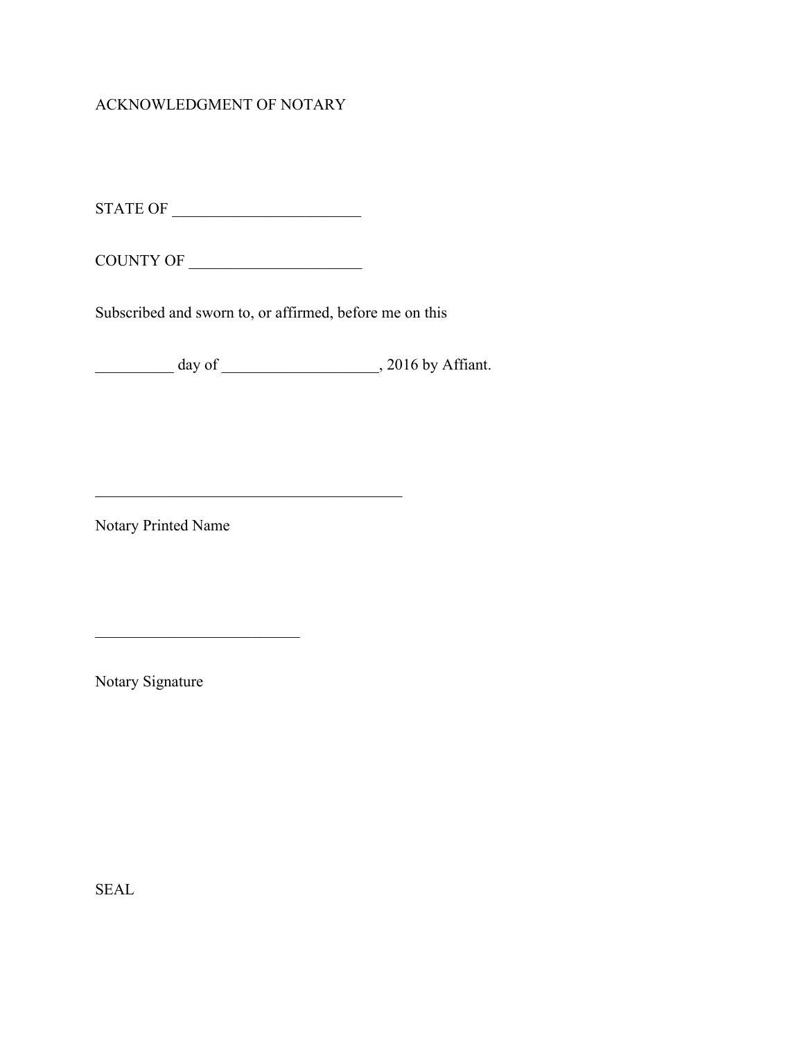ACKNOWLEDGMENT OF NOTARY

STATE OF ________________________

COUNTY OF ______________________

Subscribed and sworn to, or affirmed, before me on this

__________ day of ____________________, 2016 by Affiant.

________________________________________

Notary Printed Name

___________________________

Notary Signature

SEAL